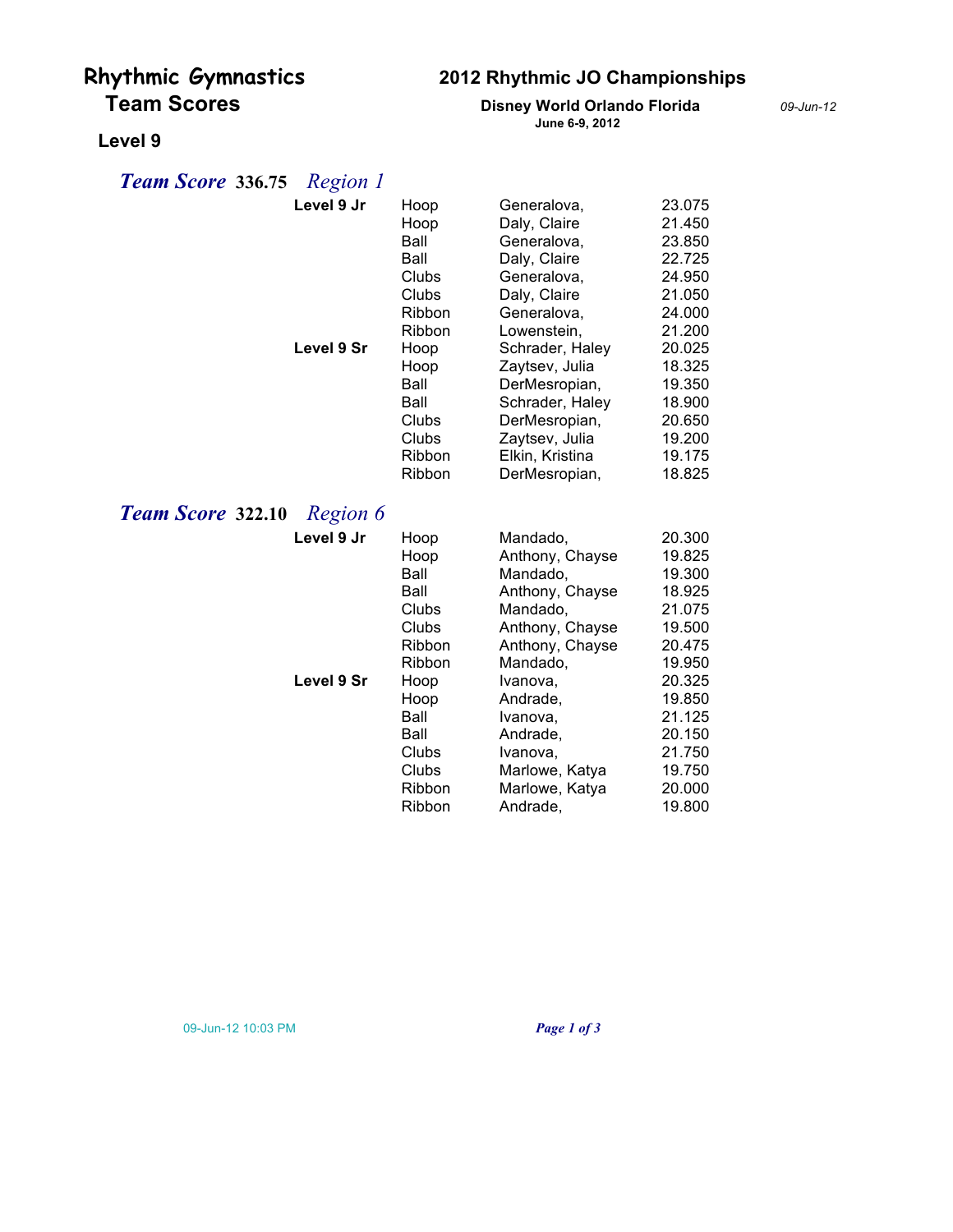# Rhythmic Gymnastics Team Scores

## 2012 Rhythmic JO Championships

**Disney World Orlando Florida**
**June 6-9, 2012**

*09-Jun-12*

### Level 9

### *Team Score* 336.75 *Region 1*

| Level | Event | Gymnast | Score |
|---|---|---|---|
| **Level 9 Jr** | Hoop | Generalova, | 23.075 |
| | Hoop | Daly, Claire | 21.450 |
| | Ball | Generalova, | 23.850 |
| | Ball | Daly, Claire | 22.725 |
| | Clubs | Generalova, | 24.950 |
| | Clubs | Daly, Claire | 21.050 |
| | Ribbon | Generalova, | 24.000 |
| | Ribbon | Lowenstein, | 21.200 |
| **Level 9 Sr** | Hoop | Schrader, Haley | 20.025 |
| | Hoop | Zaytsev, Julia | 18.325 |
| | Ball | DerMesropian, | 19.350 |
| | Ball | Schrader, Haley | 18.900 |
| | Clubs | DerMesropian, | 20.650 |
| | Clubs | Zaytsev, Julia | 19.200 |
| | Ribbon | Elkin, Kristina | 19.175 |
| | Ribbon | DerMesropian, | 18.825 |

### *Team Score* 322.10 *Region 6*

| Level | Event | Gymnast | Score |
|---|---|---|---|
| **Level 9 Jr** | Hoop | Mandado, | 20.300 |
| | Hoop | Anthony, Chayse | 19.825 |
| | Ball | Mandado, | 19.300 |
| | Ball | Anthony, Chayse | 18.925 |
| | Clubs | Mandado, | 21.075 |
| | Clubs | Anthony, Chayse | 19.500 |
| | Ribbon | Anthony, Chayse | 20.475 |
| | Ribbon | Mandado, | 19.950 |
| **Level 9 Sr** | Hoop | Ivanova, | 20.325 |
| | Hoop | Andrade, | 19.850 |
| | Ball | Ivanova, | 21.125 |
| | Ball | Andrade, | 20.150 |
| | Clubs | Ivanova, | 21.750 |
| | Clubs | Marlowe, Katya | 19.750 |
| | Ribbon | Marlowe, Katya | 20.000 |
| | Ribbon | Andrade, | 19.800 |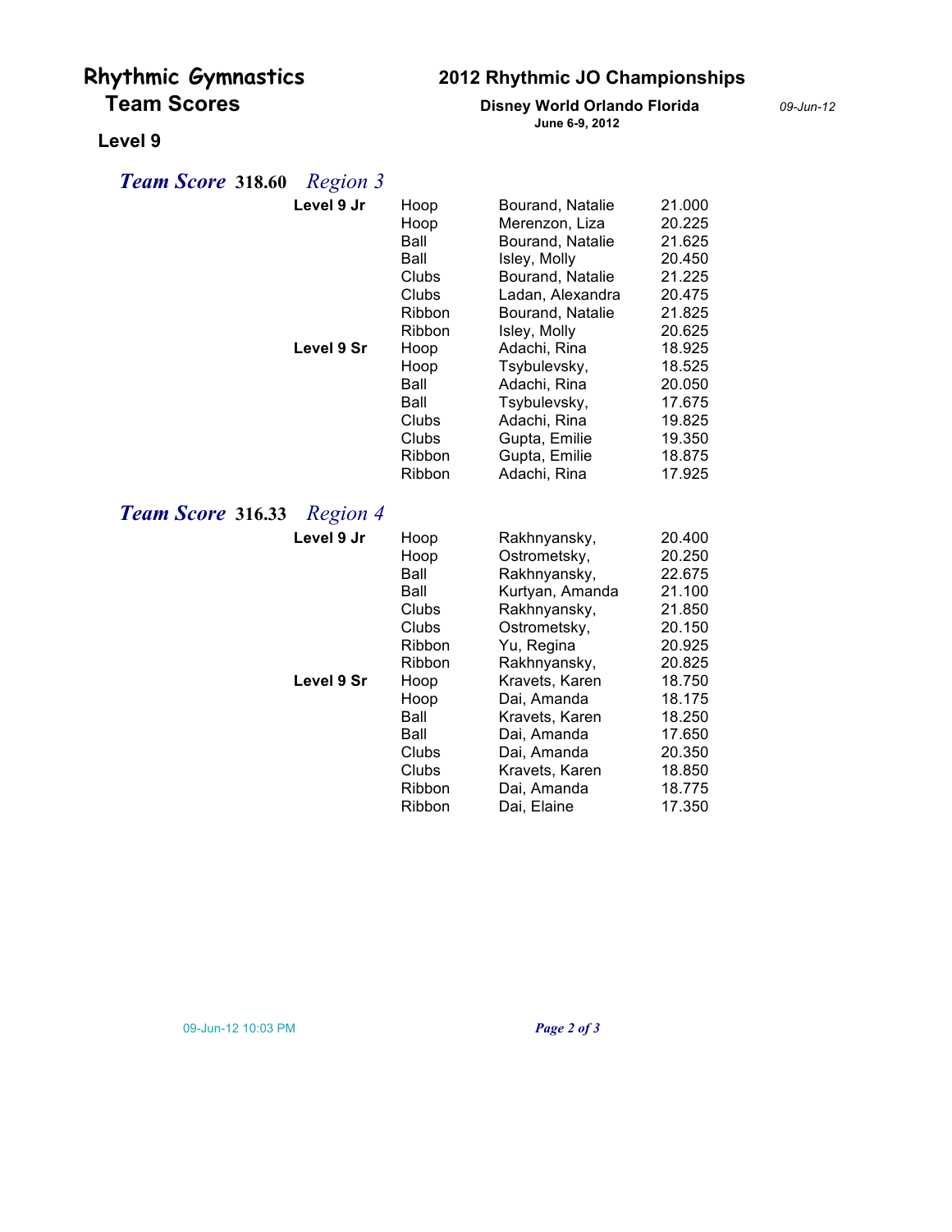# Rhythmic Gymnastics

## Team Scores

# 2012 Rhythmic JO Championships

**Disney World Orlando Florida**
**June 6-9, 2012**

*09-Jun-12*

## Level 9

### *Team Score* 318.60 *Region 3*

| Level | Apparatus | Gymnast | Score |
|---|---|---|---|
| **Level 9 Jr** | Hoop | Bourand, Natalie | 21.000 |
| | Hoop | Merenzon, Liza | 20.225 |
| | Ball | Bourand, Natalie | 21.625 |
| | Ball | Isley, Molly | 20.450 |
| | Clubs | Bourand, Natalie | 21.225 |
| | Clubs | Ladan, Alexandra | 20.475 |
| | Ribbon | Bourand, Natalie | 21.825 |
| | Ribbon | Isley, Molly | 20.625 |
| **Level 9 Sr** | Hoop | Adachi, Rina | 18.925 |
| | Hoop | Tsybulevsky, | 18.525 |
| | Ball | Adachi, Rina | 20.050 |
| | Ball | Tsybulevsky, | 17.675 |
| | Clubs | Adachi, Rina | 19.825 |
| | Clubs | Gupta, Emilie | 19.350 |
| | Ribbon | Gupta, Emilie | 18.875 |
| | Ribbon | Adachi, Rina | 17.925 |

### *Team Score* 316.33 *Region 4*

| Level | Apparatus | Gymnast | Score |
|---|---|---|---|
| **Level 9 Jr** | Hoop | Rakhnyansky, | 20.400 |
| | Hoop | Ostrometsky, | 20.250 |
| | Ball | Rakhnyansky, | 22.675 |
| | Ball | Kurtyan, Amanda | 21.100 |
| | Clubs | Rakhnyansky, | 21.850 |
| | Clubs | Ostrometsky, | 20.150 |
| | Ribbon | Yu, Regina | 20.925 |
| | Ribbon | Rakhnyansky, | 20.825 |
| **Level 9 Sr** | Hoop | Kravets, Karen | 18.750 |
| | Hoop | Dai, Amanda | 18.175 |
| | Ball | Kravets, Karen | 18.250 |
| | Ball | Dai, Amanda | 17.650 |
| | Clubs | Dai, Amanda | 20.350 |
| | Clubs | Kravets, Karen | 18.850 |
| | Ribbon | Dai, Amanda | 18.775 |
| | Ribbon | Dai, Elaine | 17.350 |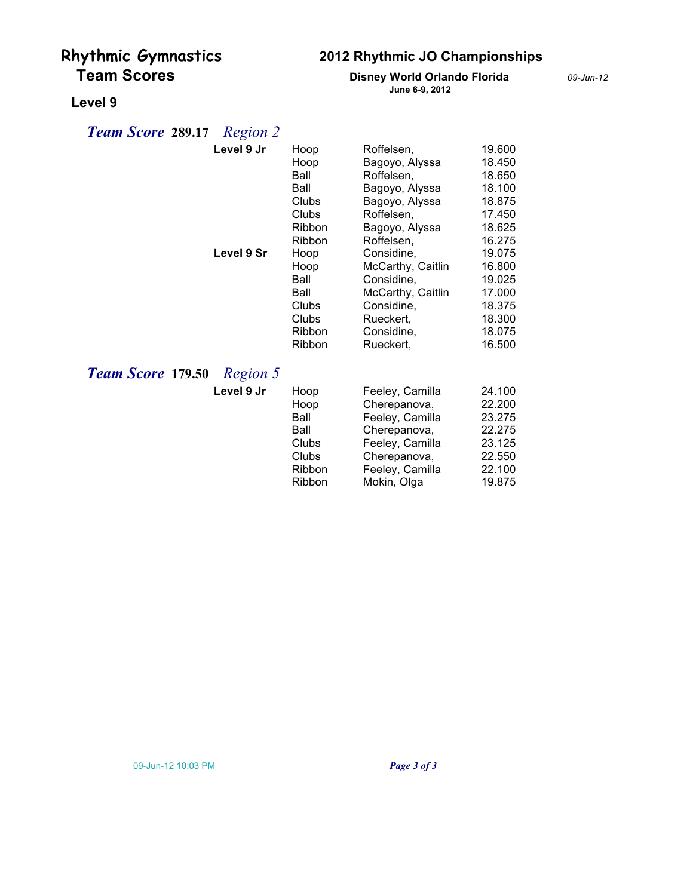# Rhythmic Gymnastics
## Team Scores

## 2012 Rhythmic JO Championships

**Disney World Orlando Florida**
**June 6-9, 2012**

*09-Jun-12*

### Level 9

### *Team Score* 289.17 *Region 2*

| | | | |
|---|---|---|---|
| **Level 9 Jr** | Hoop | Roffelsen, | 19.600 |
| | Hoop | Bagoyo, Alyssa | 18.450 |
| | Ball | Roffelsen, | 18.650 |
| | Ball | Bagoyo, Alyssa | 18.100 |
| | Clubs | Bagoyo, Alyssa | 18.875 |
| | Clubs | Roffelsen, | 17.450 |
| | Ribbon | Bagoyo, Alyssa | 18.625 |
| | Ribbon | Roffelsen, | 16.275 |
| **Level 9 Sr** | Hoop | Considine, | 19.075 |
| | Hoop | McCarthy, Caitlin | 16.800 |
| | Ball | Considine, | 19.025 |
| | Ball | McCarthy, Caitlin | 17.000 |
| | Clubs | Considine, | 18.375 |
| | Clubs | Rueckert, | 18.300 |
| | Ribbon | Considine, | 18.075 |
| | Ribbon | Rueckert, | 16.500 |

### *Team Score* 179.50 *Region 5*

| | | | |
|---|---|---|---|
| **Level 9 Jr** | Hoop | Feeley, Camilla | 24.100 |
| | Hoop | Cherepanova, | 22.200 |
| | Ball | Feeley, Camilla | 23.275 |
| | Ball | Cherepanova, | 22.275 |
| | Clubs | Feeley, Camilla | 23.125 |
| | Clubs | Cherepanova, | 22.550 |
| | Ribbon | Feeley, Camilla | 22.100 |
| | Ribbon | Mokin, Olga | 19.875 |

09-Jun-12 10:03 PM